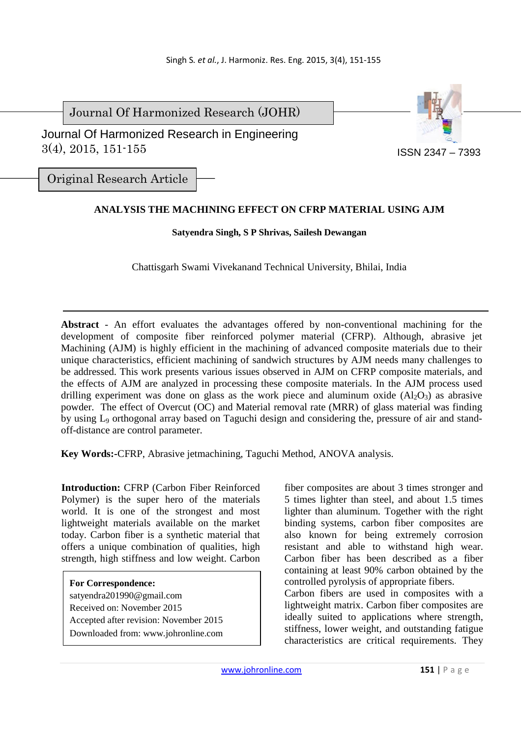Journal Of Harmonized Research (JOHR)

Journal Of Harmonized Research in Engineering 3(4), 2015, 151-155

ISSN 2347 – 7393

Original Research Article

# ANALYSIS THE MACHINING EFFECT ON CFRP MATERIAL USING AJM

**Satyendra Singh, S P Shrivas, Sailesh Dewangan**

Chattisgarh Swami Vivekanand Technical University, Bhilai, India

**Abstract** - An effort evaluates the advantages offered by non-conventional machining for the development of composite fiber reinforced polymer material (CFRP). Although, abrasive jet Machining (AJM) is highly efficient in the machining of advanced composite materials due to their unique characteristics, efficient machining of sandwich structures by AJM needs many challenges to be addressed. This work presents various issues observed in AJM on CFRP composite materials, and the effects of AJM are analyzed in processing these composite materials. In the AJM process used drilling experiment was done on glass as the work piece and aluminum oxide ($Al_2O_3$) as abrasive powder. The effect of Overcut (OC) and Material removal rate (MRR) of glass material was finding by using $L_9$ orthogonal array based on Taguchi design and considering the, pressure of air and stand-off-distance are control parameter.

**Key Words:-**CFRP, Abrasive jetmachining, Taguchi Method, ANOVA analysis.

**Introduction:** CFRP (Carbon Fiber Reinforced Polymer) is the super hero of the materials world. It is one of the strongest and most lightweight materials available on the market today. Carbon fiber is a synthetic material that offers a unique combination of qualities, high strength, high stiffness and low weight. Carbon fiber composites are about 3 times stronger and 5 times lighter than steel, and about 1.5 times lighter than aluminum. Together with the right binding systems, carbon fiber composites are also known for being extremely corrosion resistant and able to withstand high wear. Carbon fiber has been described as a fiber containing at least 90% carbon obtained by the controlled pyrolysis of appropriate fibers.
Carbon fibers are used in composites with a lightweight matrix. Carbon fiber composites are ideally suited to applications where strength, stiffness, lower weight, and outstanding fatigue characteristics are critical requirements. They

**For Correspondence:**
satyendra201990@gmail.com
Received on: November 2015
Accepted after revision: November 2015
Downloaded from: www.johronline.com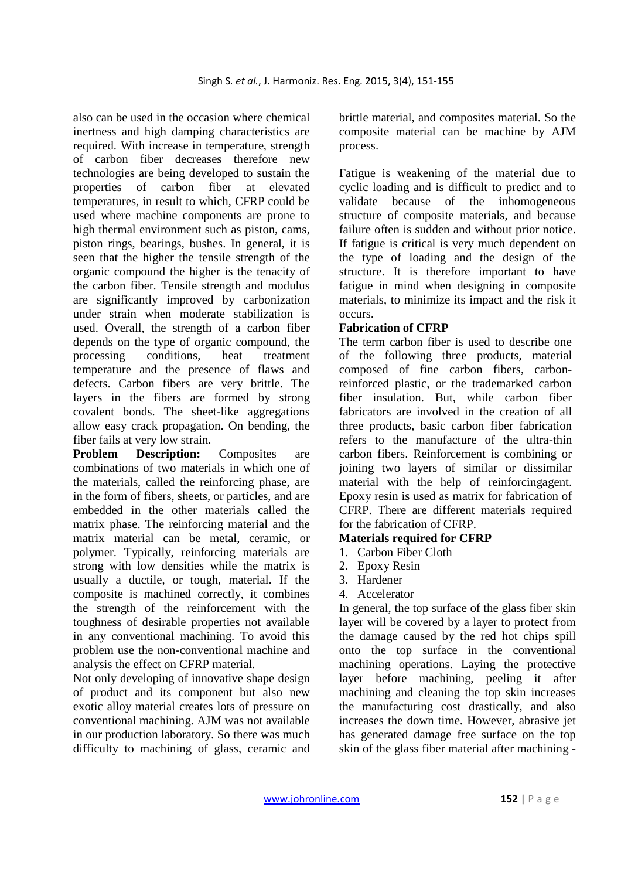also can be used in the occasion where chemical inertness and high damping characteristics are required. With increase in temperature, strength of carbon fiber decreases therefore new technologies are being developed to sustain the properties of carbon fiber at elevated temperatures, in result to which, CFRP could be used where machine components are prone to high thermal environment such as piston, cams, piston rings, bearings, bushes. In general, it is seen that the higher the tensile strength of the organic compound the higher is the tenacity of the carbon fiber. Tensile strength and modulus are significantly improved by carbonization under strain when moderate stabilization is used. Overall, the strength of a carbon fiber depends on the type of organic compound, the processing conditions, heat treatment temperature and the presence of flaws and defects. Carbon fibers are very brittle. The layers in the fibers are formed by strong covalent bonds. The sheet-like aggregations allow easy crack propagation. On bending, the fiber fails at very low strain.

**Problem Description:** Composites are combinations of two materials in which one of the materials, called the reinforcing phase, are in the form of fibers, sheets, or particles, and are embedded in the other materials called the matrix phase. The reinforcing material and the matrix material can be metal, ceramic, or polymer. Typically, reinforcing materials are strong with low densities while the matrix is usually a ductile, or tough, material. If the composite is machined correctly, it combines the strength of the reinforcement with the toughness of desirable properties not available in any conventional machining. To avoid this problem use the non-conventional machine and analysis the effect on CFRP material.

Not only developing of innovative shape design of product and its component but also new exotic alloy material creates lots of pressure on conventional machining. AJM was not available in our production laboratory. So there was much difficulty to machining of glass, ceramic and brittle material, and composites material. So the composite material can be machine by AJM process.

Fatigue is weakening of the material due to cyclic loading and is difficult to predict and to validate because of the inhomogeneous structure of composite materials, and because failure often is sudden and without prior notice. If fatigue is critical is very much dependent on the type of loading and the design of the structure. It is therefore important to have fatigue in mind when designing in composite materials, to minimize its impact and the risk it occurs.

**Fabrication of CFRP**

The term carbon fiber is used to describe one of the following three products, material composed of fine carbon fibers, carbon-reinforced plastic, or the trademarked carbon fiber insulation. But, while carbon fiber fabricators are involved in the creation of all three products, basic carbon fiber fabrication refers to the manufacture of the ultra-thin carbon fibers. Reinforcement is combining or joining two layers of similar or dissimilar material with the help of reinforcingagent. Epoxy resin is used as matrix for fabrication of CFRP. There are different materials required for the fabrication of CFRP.

**Materials required for CFRP**

1. Carbon Fiber Cloth
2. Epoxy Resin
3. Hardener
4. Accelerator

In general, the top surface of the glass fiber skin layer will be covered by a layer to protect from the damage caused by the red hot chips spill onto the top surface in the conventional machining operations. Laying the protective layer before machining, peeling it after machining and cleaning the top skin increases the manufacturing cost drastically, and also increases the down time. However, abrasive jet has generated damage free surface on the top skin of the glass fiber material after machining -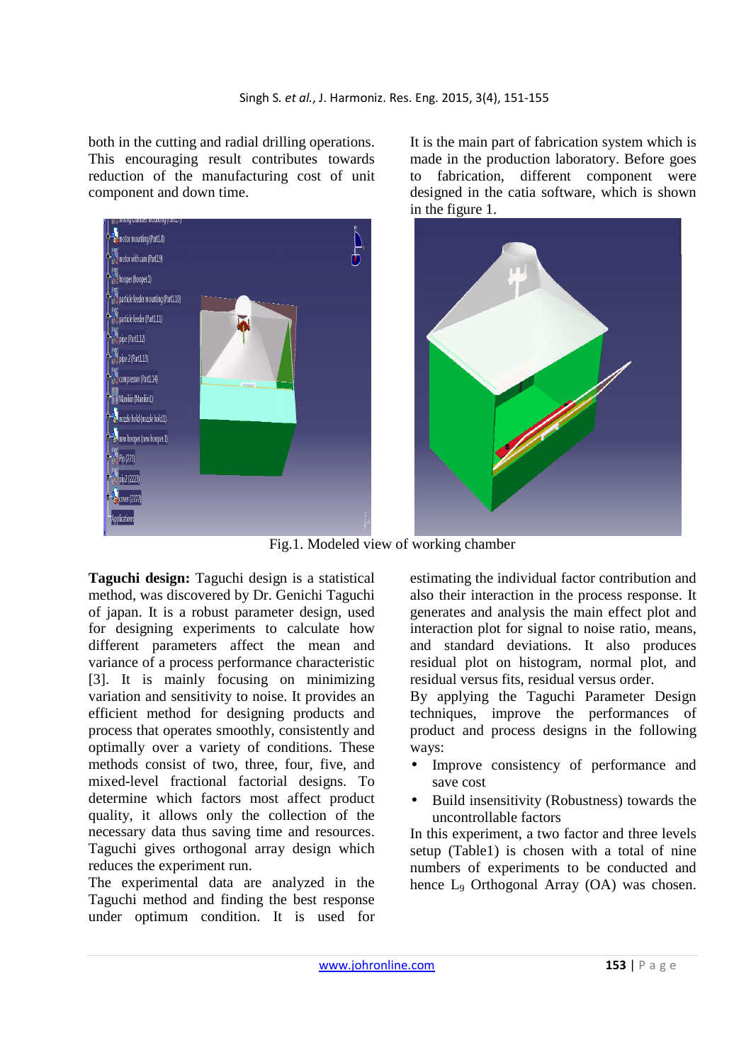both in the cutting and radial drilling operations. This encouraging result contributes towards reduction of the manufacturing cost of unit component and down time.

It is the main part of fabrication system which is made in the production laboratory. Before goes to fabrication, different component were designed in the catia software, which is shown in the figure 1.

Fig.1. Modeled view of working chamber

**Taguchi design:** Taguchi design is a statistical method, was discovered by Dr. Genichi Taguchi of japan. It is a robust parameter design, used for designing experiments to calculate how different parameters affect the mean and variance of a process performance characteristic [3]. It is mainly focusing on minimizing variation and sensitivity to noise. It provides an efficient method for designing products and process that operates smoothly, consistently and optimally over a variety of conditions. These methods consist of two, three, four, five, and mixed-level fractional factorial designs. To determine which factors most affect product quality, it allows only the collection of the necessary data thus saving time and resources. Taguchi gives orthogonal array design which reduces the experiment run.

The experimental data are analyzed in the Taguchi method and finding the best response under optimum condition. It is used for estimating the individual factor contribution and also their interaction in the process response. It generates and analysis the main effect plot and interaction plot for signal to noise ratio, means, and standard deviations. It also produces residual plot on histogram, normal plot, and residual versus fits, residual versus order.

By applying the Taguchi Parameter Design techniques, improve the performances of product and process designs in the following ways:

- Improve consistency of performance and save cost
- Build insensitivity (Robustness) towards the uncontrollable factors

In this experiment, a two factor and three levels setup (Table1) is chosen with a total of nine numbers of experiments to be conducted and hence $L_9$ Orthogonal Array (OA) was chosen.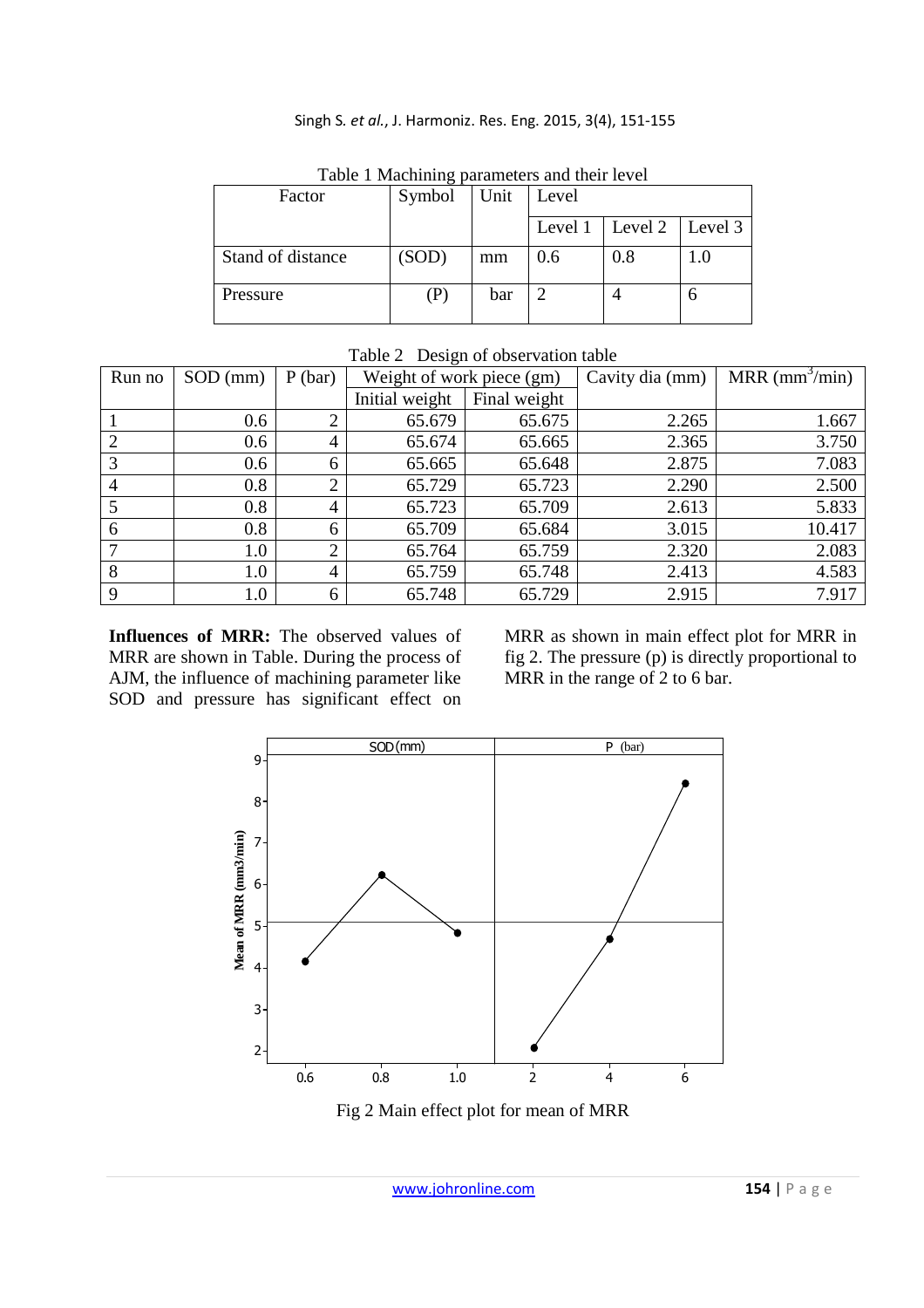Table 1 Machining parameters and their level

| Factor | Symbol | Unit | Level | | |
|---|---|---|---|---|---|
| | | | Level 1 | Level 2 | Level 3 |
| Stand of distance | (SOD) | mm | 0.6 | 0.8 | 1.0 |
| Pressure | (P) | bar | 2 | 4 | 6 |

Table 2 Design of observation table

| Run no | SOD (mm) | P (bar) | Weight of work piece (gm) | | Cavity dia (mm) | MRR ($mm^3$/min) |
|---|---|---|---|---|---|---|
| | | | Initial weight | Final weight | | |
| 1 | 0.6 | 2 | 65.679 | 65.675 | 2.265 | 1.667 |
| 2 | 0.6 | 4 | 65.674 | 65.665 | 2.365 | 3.750 |
| 3 | 0.6 | 6 | 65.665 | 65.648 | 2.875 | 7.083 |
| 4 | 0.8 | 2 | 65.729 | 65.723 | 2.290 | 2.500 |
| 5 | 0.8 | 4 | 65.723 | 65.709 | 2.613 | 5.833 |
| 6 | 0.8 | 6 | 65.709 | 65.684 | 3.015 | 10.417 |
| 7 | 1.0 | 2 | 65.764 | 65.759 | 2.320 | 2.083 |
| 8 | 1.0 | 4 | 65.759 | 65.748 | 2.413 | 4.583 |
| 9 | 1.0 | 6 | 65.748 | 65.729 | 2.915 | 7.917 |

**Influences of MRR:** The observed values of MRR are shown in Table. During the process of AJM, the influence of machining parameter like SOD and pressure has significant effect on MRR as shown in main effect plot for MRR in fig 2. The pressure (p) is directly proportional to MRR in the range of 2 to 6 bar.

Fig 2 Main effect plot for mean of MRR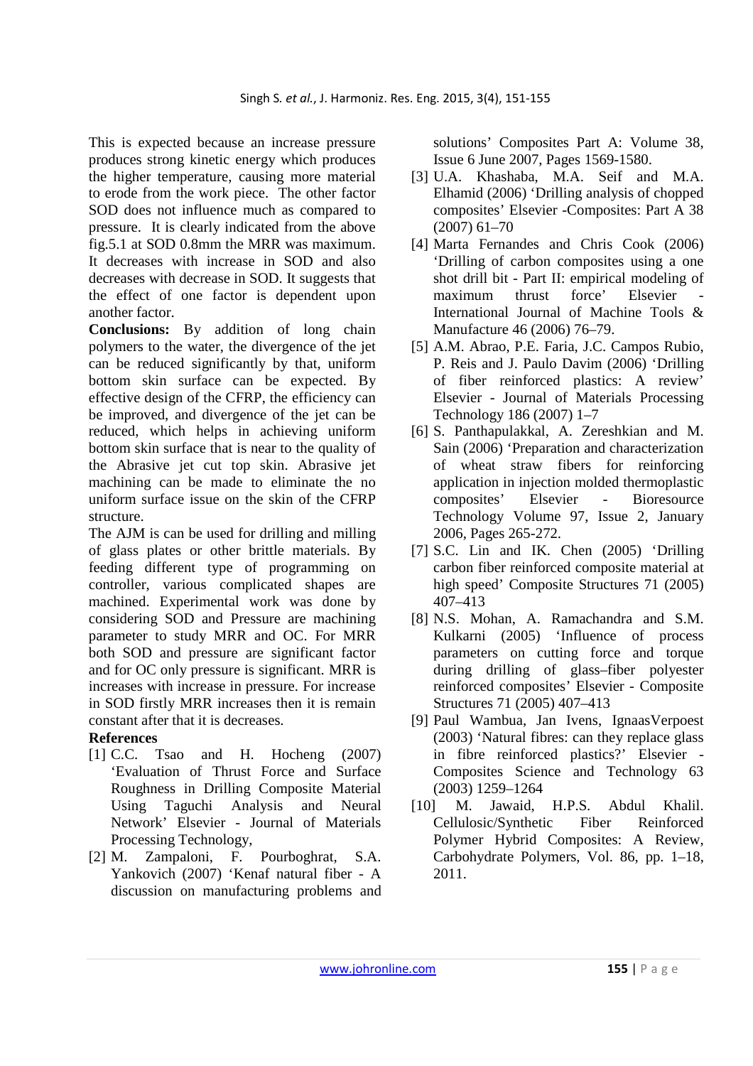This is expected because an increase pressure produces strong kinetic energy which produces the higher temperature, causing more material to erode from the work piece. The other factor SOD does not influence much as compared to pressure. It is clearly indicated from the above fig.5.1 at SOD 0.8mm the MRR was maximum. It decreases with increase in SOD and also decreases with decrease in SOD. It suggests that the effect of one factor is dependent upon another factor.

**Conclusions:** By addition of long chain polymers to the water, the divergence of the jet can be reduced significantly by that, uniform bottom skin surface can be expected. By effective design of the CFRP, the efficiency can be improved, and divergence of the jet can be reduced, which helps in achieving uniform bottom skin surface that is near to the quality of the Abrasive jet cut top skin. Abrasive jet machining can be made to eliminate the no uniform surface issue on the skin of the CFRP structure.

The AJM is can be used for drilling and milling of glass plates or other brittle materials. By feeding different type of programming on controller, various complicated shapes are machined. Experimental work was done by considering SOD and Pressure are machining parameter to study MRR and OC. For MRR both SOD and pressure are significant factor and for OC only pressure is significant. MRR is increases with increase in pressure. For increase in SOD firstly MRR increases then it is remain constant after that it is decreases.

**References**

[1] C.C. Tsao and H. Hocheng (2007) 'Evaluation of Thrust Force and Surface Roughness in Drilling Composite Material Using Taguchi Analysis and Neural Network' Elsevier - Journal of Materials Processing Technology,

[2] M. Zampaloni, F. Pourboghrat, S.A. Yankovich (2007) 'Kenaf natural fiber - A discussion on manufacturing problems and solutions' Composites Part A: Volume 38, Issue 6 June 2007, Pages 1569-1580.

[3] U.A. Khashaba, M.A. Seif and M.A. Elhamid (2006) 'Drilling analysis of chopped composites' Elsevier -Composites: Part A 38 (2007) 61–70

[4] Marta Fernandes and Chris Cook (2006) 'Drilling of carbon composites using a one shot drill bit - Part II: empirical modeling of maximum thrust force' Elsevier - International Journal of Machine Tools & Manufacture 46 (2006) 76–79.

[5] A.M. Abrao, P.E. Faria, J.C. Campos Rubio, P. Reis and J. Paulo Davim (2006) 'Drilling of fiber reinforced plastics: A review' Elsevier - Journal of Materials Processing Technology 186 (2007) 1–7

[6] S. Panthapulakkal, A. Zereshkian and M. Sain (2006) 'Preparation and characterization of wheat straw fibers for reinforcing application in injection molded thermoplastic composites' Elsevier - Bioresource Technology Volume 97, Issue 2, January 2006, Pages 265-272.

[7] S.C. Lin and IK. Chen (2005) 'Drilling carbon fiber reinforced composite material at high speed' Composite Structures 71 (2005) 407–413

[8] N.S. Mohan, A. Ramachandra and S.M. Kulkarni (2005) 'Influence of process parameters on cutting force and torque during drilling of glass–fiber polyester reinforced composites' Elsevier - Composite Structures 71 (2005) 407–413

[9] Paul Wambua, Jan Ivens, IgnaasVerpoest (2003) 'Natural fibres: can they replace glass in fibre reinforced plastics?' Elsevier - Composites Science and Technology 63 (2003) 1259–1264

[10] M. Jawaid, H.P.S. Abdul Khalil. Cellulosic/Synthetic Fiber Reinforced Polymer Hybrid Composites: A Review, Carbohydrate Polymers, Vol. 86, pp. 1–18, 2011.